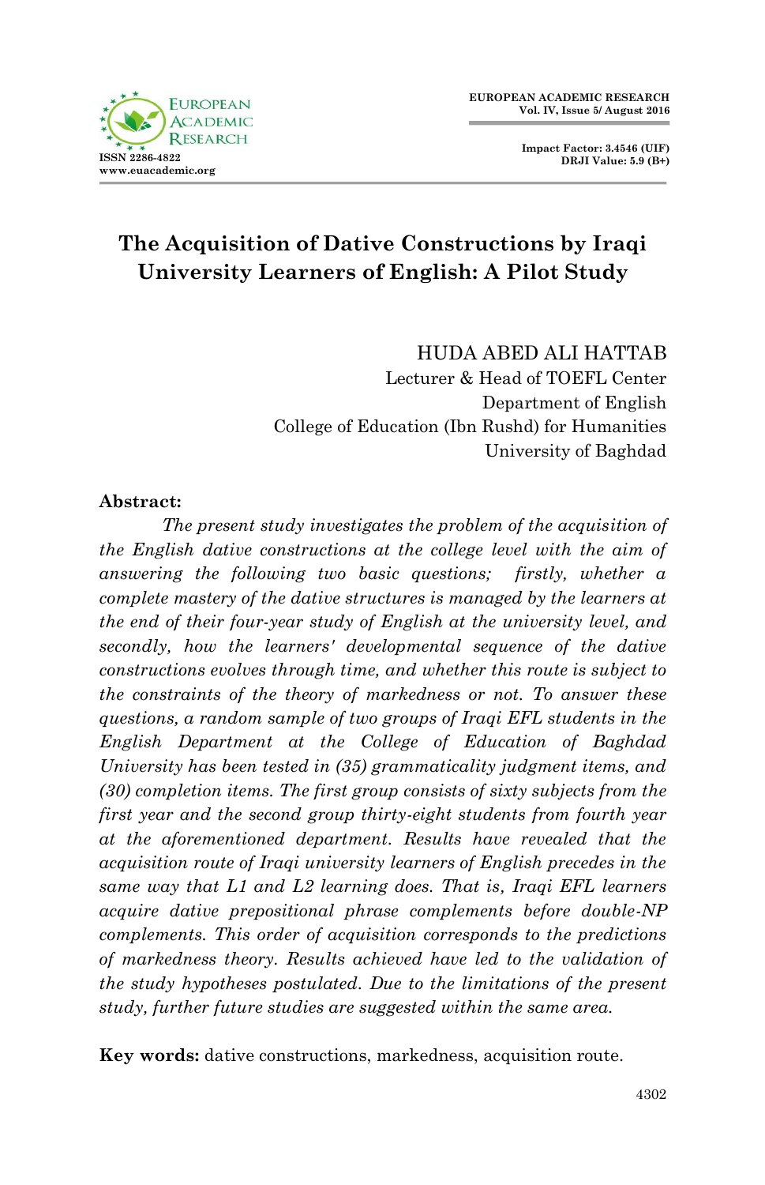# The Acquisition of Dative Constructions by Iraqi University Learners of English: A Pilot Study

HUDA ABED ALI HATTAB
Lecturer & Head of TOEFL Center
Department of English
College of Education (Ibn Rushd) for Humanities
University of Baghdad

**Abstract:**

*The present study investigates the problem of the acquisition of the English dative constructions at the college level with the aim of answering the following two basic questions; firstly, whether a complete mastery of the dative structures is managed by the learners at the end of their four-year study of English at the university level, and secondly, how the learners' developmental sequence of the dative constructions evolves through time, and whether this route is subject to the constraints of the theory of markedness or not. To answer these questions, a random sample of two groups of Iraqi EFL students in the English Department at the College of Education of Baghdad University has been tested in (35) grammaticality judgment items, and (30) completion items. The first group consists of sixty subjects from the first year and the second group thirty-eight students from fourth year at the aforementioned department. Results have revealed that the acquisition route of Iraqi university learners of English precedes in the same way that L1 and L2 learning does. That is, Iraqi EFL learners acquire dative prepositional phrase complements before double-NP complements. This order of acquisition corresponds to the predictions of markedness theory. Results achieved have led to the validation of the study hypotheses postulated. Due to the limitations of the present study, further future studies are suggested within the same area.*

**Key words:** dative constructions, markedness, acquisition route.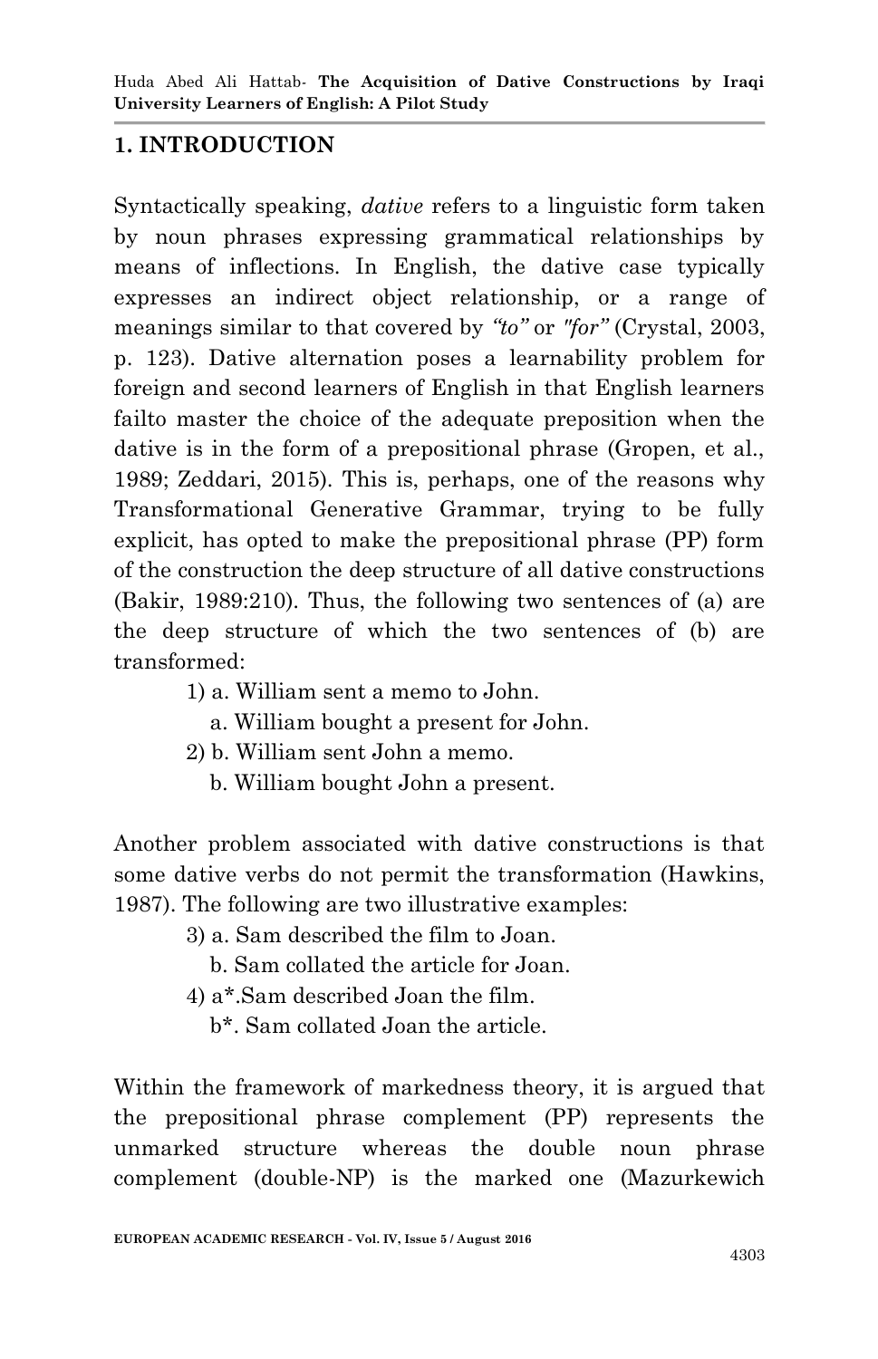## 1. INTRODUCTION

Syntactically speaking, *dative* refers to a linguistic form taken by noun phrases expressing grammatical relationships by means of inflections. In English, the dative case typically expresses an indirect object relationship, or a range of meanings similar to that covered by *"to"* or *"for"* (Crystal, 2003, p. 123). Dative alternation poses a learnability problem for foreign and second learners of English in that English learners failto master the choice of the adequate preposition when the dative is in the form of a prepositional phrase (Gropen, et al., 1989; Zeddari, 2015). This is, perhaps, one of the reasons why Transformational Generative Grammar, trying to be fully explicit, has opted to make the prepositional phrase (PP) form of the construction the deep structure of all dative constructions (Bakir, 1989:210). Thus, the following two sentences of (a) are the deep structure of which the two sentences of (b) are transformed:

1) a. William sent a memo to John.
   a. William bought a present for John.
2) b. William sent John a memo.
   b. William bought John a present.

Another problem associated with dative constructions is that some dative verbs do not permit the transformation (Hawkins, 1987). The following are two illustrative examples:

3) a. Sam described the film to Joan.
   b. Sam collated the article for Joan.
4) a*.Sam described Joan the film.
   b*. Sam collated Joan the article.

Within the framework of markedness theory, it is argued that the prepositional phrase complement (PP) represents the unmarked structure whereas the double noun phrase complement (double-NP) is the marked one (Mazurkewich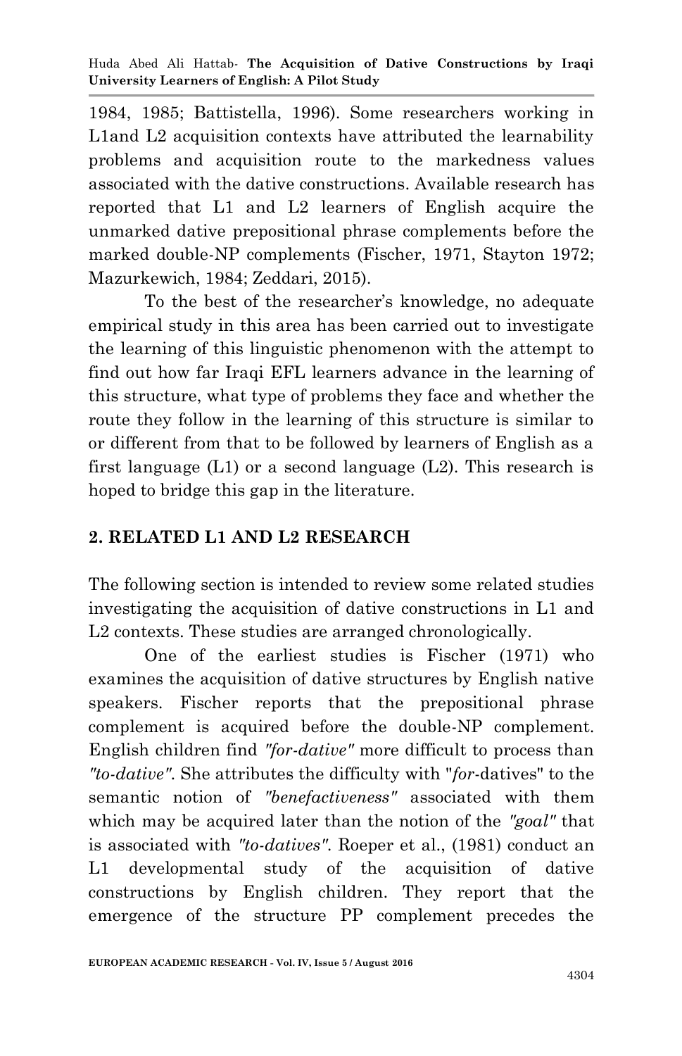1984, 1985; Battistella, 1996). Some researchers working in L1and L2 acquisition contexts have attributed the learnability problems and acquisition route to the markedness values associated with the dative constructions. Available research has reported that L1 and L2 learners of English acquire the unmarked dative prepositional phrase complements before the marked double-NP complements (Fischer, 1971, Stayton 1972; Mazurkewich, 1984; Zeddari, 2015).

To the best of the researcher's knowledge, no adequate empirical study in this area has been carried out to investigate the learning of this linguistic phenomenon with the attempt to find out how far Iraqi EFL learners advance in the learning of this structure, what type of problems they face and whether the route they follow in the learning of this structure is similar to or different from that to be followed by learners of English as a first language (L1) or a second language (L2). This research is hoped to bridge this gap in the literature.

## 2. RELATED L1 AND L2 RESEARCH

The following section is intended to review some related studies investigating the acquisition of dative constructions in L1 and L2 contexts. These studies are arranged chronologically.

One of the earliest studies is Fischer (1971) who examines the acquisition of dative structures by English native speakers. Fischer reports that the prepositional phrase complement is acquired before the double-NP complement. English children find *"for-dative"* more difficult to process than *"to-dative"*. She attributes the difficulty with "*for*-datives" to the semantic notion of *"benefactiveness"* associated with them which may be acquired later than the notion of the *"goal"* that is associated with *"to-datives"*. Roeper et al., (1981) conduct an L1 developmental study of the acquisition of dative constructions by English children. They report that the emergence of the structure PP complement precedes the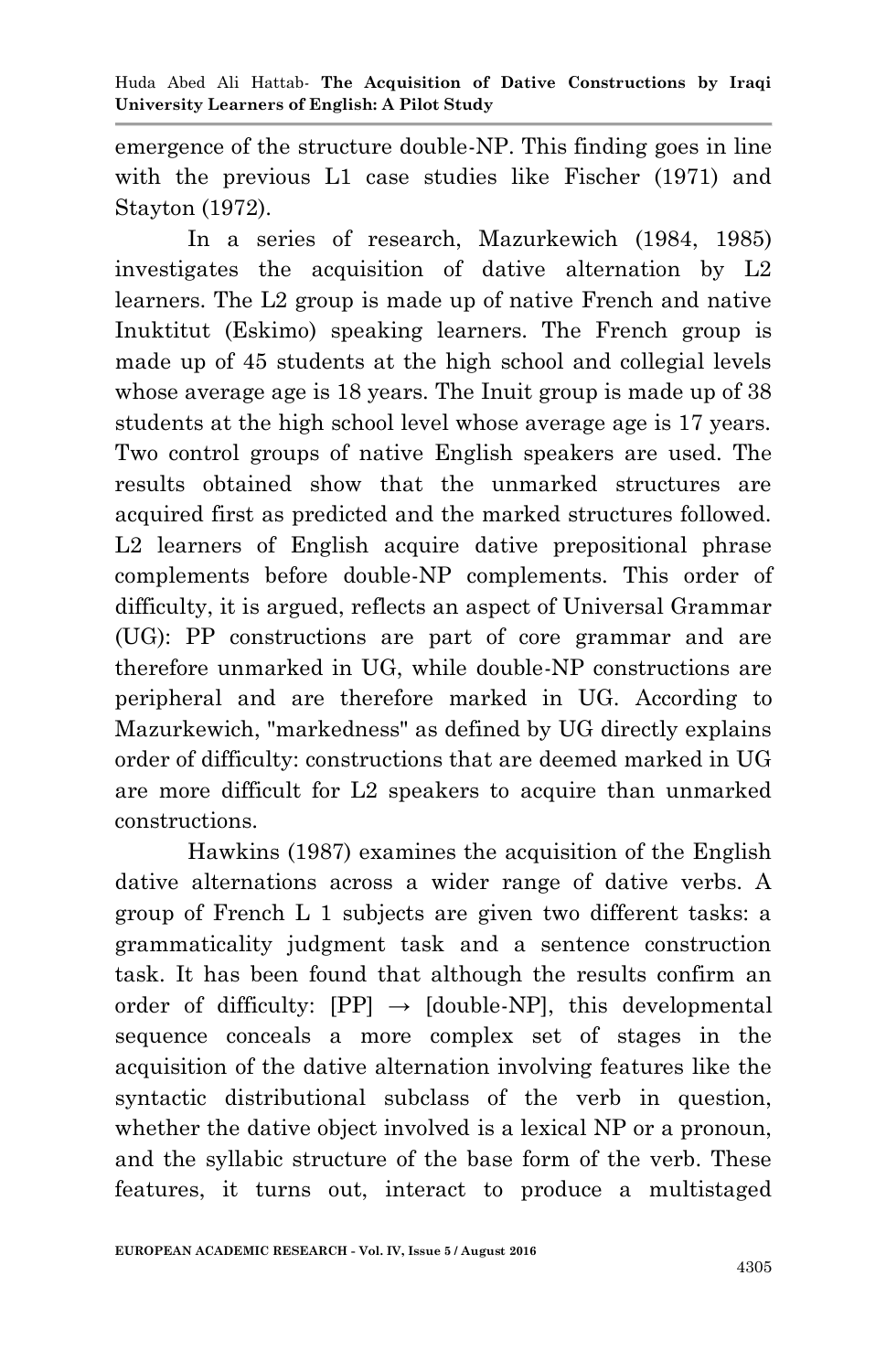emergence of the structure double-NP. This finding goes in line with the previous L1 case studies like Fischer (1971) and Stayton (1972).

In a series of research, Mazurkewich (1984, 1985) investigates the acquisition of dative alternation by L2 learners. The L2 group is made up of native French and native Inuktitut (Eskimo) speaking learners. The French group is made up of 45 students at the high school and collegial levels whose average age is 18 years. The Inuit group is made up of 38 students at the high school level whose average age is 17 years. Two control groups of native English speakers are used. The results obtained show that the unmarked structures are acquired first as predicted and the marked structures followed. L2 learners of English acquire dative prepositional phrase complements before double-NP complements. This order of difficulty, it is argued, reflects an aspect of Universal Grammar (UG): PP constructions are part of core grammar and are therefore unmarked in UG, while double-NP constructions are peripheral and are therefore marked in UG. According to Mazurkewich, "markedness" as defined by UG directly explains order of difficulty: constructions that are deemed marked in UG are more difficult for L2 speakers to acquire than unmarked constructions.

Hawkins (1987) examines the acquisition of the English dative alternations across a wider range of dative verbs. A group of French L 1 subjects are given two different tasks: a grammaticality judgment task and a sentence construction task. It has been found that although the results confirm an order of difficulty: [PP] → [double-NP], this developmental sequence conceals a more complex set of stages in the acquisition of the dative alternation involving features like the syntactic distributional subclass of the verb in question, whether the dative object involved is a lexical NP or a pronoun, and the syllabic structure of the base form of the verb. These features, it turns out, interact to produce a multistaged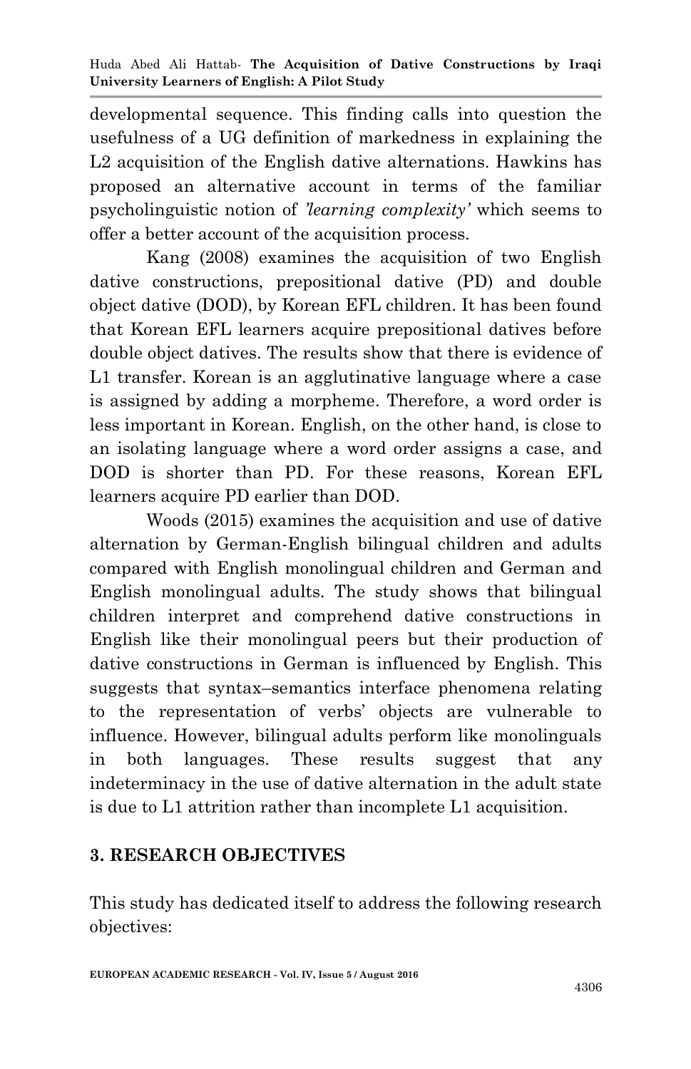developmental sequence. This finding calls into question the usefulness of a UG definition of markedness in explaining the L2 acquisition of the English dative alternations. Hawkins has proposed an alternative account in terms of the familiar psycholinguistic notion of *'learning complexity'* which seems to offer a better account of the acquisition process.

Kang (2008) examines the acquisition of two English dative constructions, prepositional dative (PD) and double object dative (DOD), by Korean EFL children. It has been found that Korean EFL learners acquire prepositional datives before double object datives. The results show that there is evidence of L1 transfer. Korean is an agglutinative language where a case is assigned by adding a morpheme. Therefore, a word order is less important in Korean. English, on the other hand, is close to an isolating language where a word order assigns a case, and DOD is shorter than PD. For these reasons, Korean EFL learners acquire PD earlier than DOD.

Woods (2015) examines the acquisition and use of dative alternation by German-English bilingual children and adults compared with English monolingual children and German and English monolingual adults. The study shows that bilingual children interpret and comprehend dative constructions in English like their monolingual peers but their production of dative constructions in German is influenced by English. This suggests that syntax–semantics interface phenomena relating to the representation of verbs' objects are vulnerable to influence. However, bilingual adults perform like monolinguals in both languages. These results suggest that any indeterminacy in the use of dative alternation in the adult state is due to L1 attrition rather than incomplete L1 acquisition.

## 3. RESEARCH OBJECTIVES

This study has dedicated itself to address the following research objectives: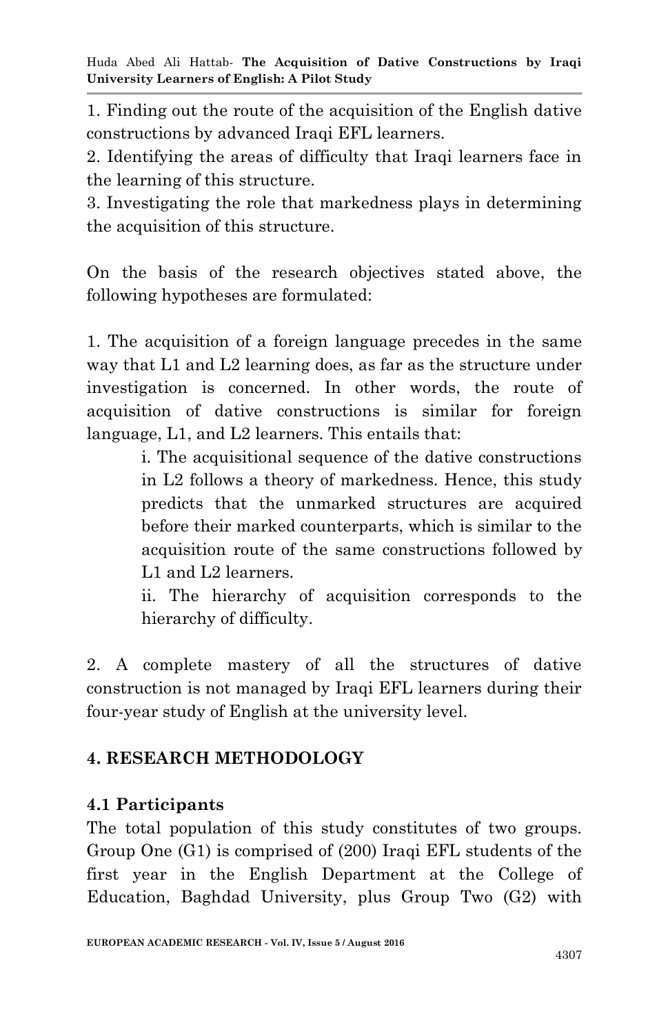1. Finding out the route of the acquisition of the English dative constructions by advanced Iraqi EFL learners.
2. Identifying the areas of difficulty that Iraqi learners face in the learning of this structure.
3. Investigating the role that markedness plays in determining the acquisition of this structure.

On the basis of the research objectives stated above, the following hypotheses are formulated:

1. The acquisition of a foreign language precedes in the same way that L1 and L2 learning does, as far as the structure under investigation is concerned. In other words, the route of acquisition of dative constructions is similar for foreign language, L1, and L2 learners. This entails that:

   i. The acquisitional sequence of the dative constructions in L2 follows a theory of markedness. Hence, this study predicts that the unmarked structures are acquired before their marked counterparts, which is similar to the acquisition route of the same constructions followed by L1 and L2 learners.

   ii. The hierarchy of acquisition corresponds to the hierarchy of difficulty.

2. A complete mastery of all the structures of dative construction is not managed by Iraqi EFL learners during their four-year study of English at the university level.

## 4. RESEARCH METHODOLOGY

### 4.1 Participants

The total population of this study constitutes of two groups. Group One (G1) is comprised of (200) Iraqi EFL students of the first year in the English Department at the College of Education, Baghdad University, plus Group Two (G2) with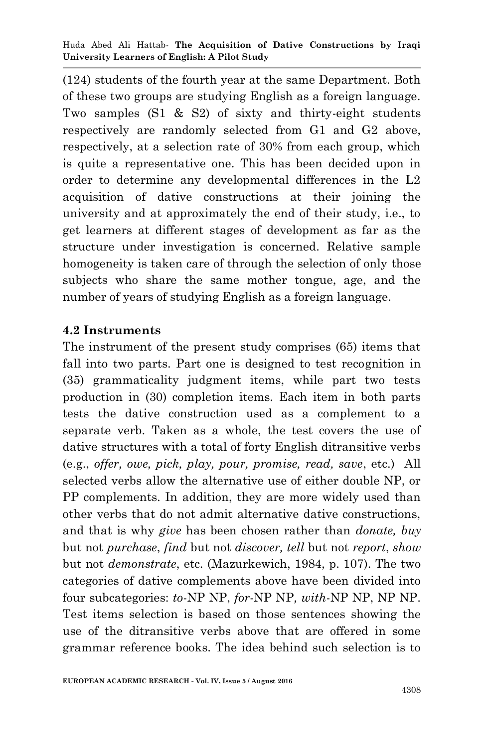(124) students of the fourth year at the same Department. Both of these two groups are studying English as a foreign language. Two samples (S1 & S2) of sixty and thirty-eight students respectively are randomly selected from G1 and G2 above, respectively, at a selection rate of 30% from each group, which is quite a representative one. This has been decided upon in order to determine any developmental differences in the L2 acquisition of dative constructions at their joining the university and at approximately the end of their study, i.e., to get learners at different stages of development as far as the structure under investigation is concerned. Relative sample homogeneity is taken care of through the selection of only those subjects who share the same mother tongue, age, and the number of years of studying English as a foreign language.

### 4.2 Instruments

The instrument of the present study comprises (65) items that fall into two parts. Part one is designed to test recognition in (35) grammaticality judgment items, while part two tests production in (30) completion items. Each item in both parts tests the dative construction used as a complement to a separate verb. Taken as a whole, the test covers the use of dative structures with a total of forty English ditransitive verbs (e.g., *offer, owe, pick, play, pour, promise, read, save*, etc.) All selected verbs allow the alternative use of either double NP, or PP complements. In addition, they are more widely used than other verbs that do not admit alternative dative constructions, and that is why *give* has been chosen rather than *donate, buy* but not *purchase*, *find* but not *discover, tell* but not *report*, *show* but not *demonstrate*, etc. (Mazurkewich, 1984, p. 107). The two categories of dative complements above have been divided into four subcategories: *to*-NP NP, *for*-NP NP*, with*-NP NP, NP NP. Test items selection is based on those sentences showing the use of the ditransitive verbs above that are offered in some grammar reference books. The idea behind such selection is to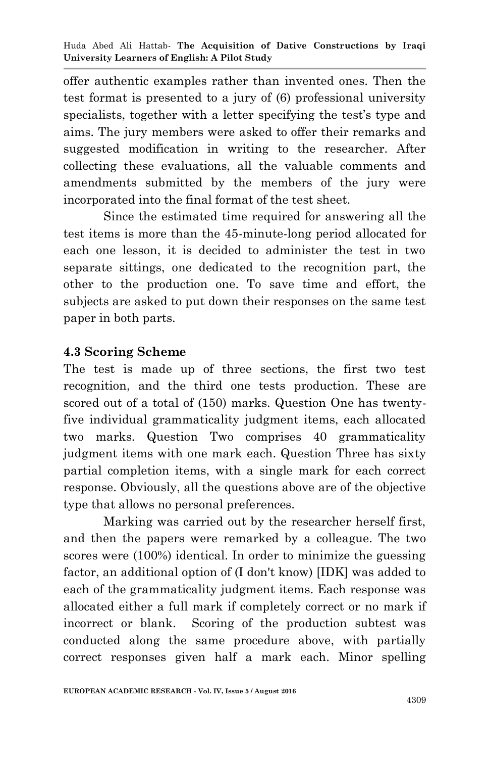offer authentic examples rather than invented ones. Then the test format is presented to a jury of (6) professional university specialists, together with a letter specifying the test's type and aims. The jury members were asked to offer their remarks and suggested modification in writing to the researcher. After collecting these evaluations, all the valuable comments and amendments submitted by the members of the jury were incorporated into the final format of the test sheet.

Since the estimated time required for answering all the test items is more than the 45-minute-long period allocated for each one lesson, it is decided to administer the test in two separate sittings, one dedicated to the recognition part, the other to the production one. To save time and effort, the subjects are asked to put down their responses on the same test paper in both parts.

### 4.3 Scoring Scheme

The test is made up of three sections, the first two test recognition, and the third one tests production. These are scored out of a total of (150) marks. Question One has twenty-five individual grammaticality judgment items, each allocated two marks. Question Two comprises 40 grammaticality judgment items with one mark each. Question Three has sixty partial completion items, with a single mark for each correct response. Obviously, all the questions above are of the objective type that allows no personal preferences.

Marking was carried out by the researcher herself first, and then the papers were remarked by a colleague. The two scores were (100%) identical. In order to minimize the guessing factor, an additional option of (I don't know) [IDK] was added to each of the grammaticality judgment items. Each response was allocated either a full mark if completely correct or no mark if incorrect or blank. Scoring of the production subtest was conducted along the same procedure above, with partially correct responses given half a mark each. Minor spelling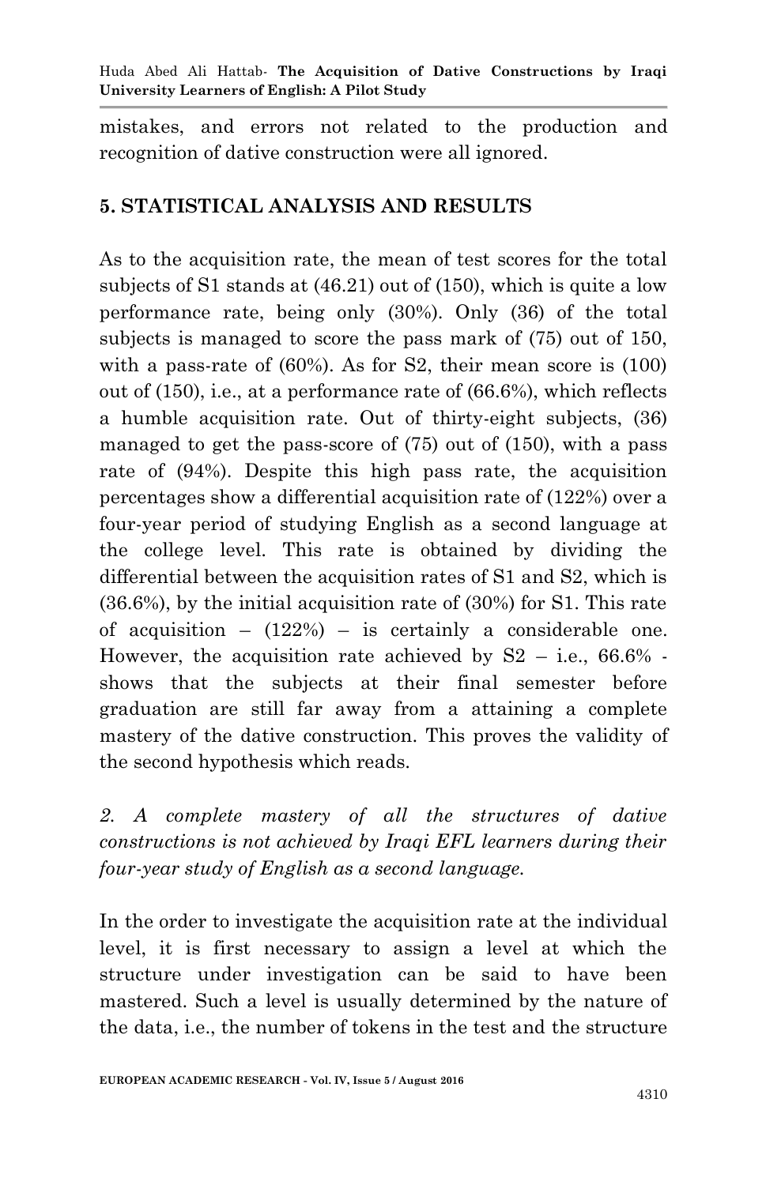mistakes, and errors not related to the production and recognition of dative construction were all ignored.

## 5. STATISTICAL ANALYSIS AND RESULTS

As to the acquisition rate, the mean of test scores for the total subjects of S1 stands at (46.21) out of (150), which is quite a low performance rate, being only (30%). Only (36) of the total subjects is managed to score the pass mark of (75) out of 150, with a pass-rate of (60%). As for S2, their mean score is (100) out of (150), i.e., at a performance rate of (66.6%), which reflects a humble acquisition rate. Out of thirty-eight subjects, (36) managed to get the pass-score of (75) out of (150), with a pass rate of (94%). Despite this high pass rate, the acquisition percentages show a differential acquisition rate of (122%) over a four-year period of studying English as a second language at the college level. This rate is obtained by dividing the differential between the acquisition rates of S1 and S2, which is (36.6%), by the initial acquisition rate of (30%) for S1. This rate of acquisition – (122%) – is certainly a considerable one. However, the acquisition rate achieved by S2 – i.e., 66.6% - shows that the subjects at their final semester before graduation are still far away from a attaining a complete mastery of the dative construction. This proves the validity of the second hypothesis which reads.

*2. A complete mastery of all the structures of dative constructions is not achieved by Iraqi EFL learners during their four-year study of English as a second language.*

In the order to investigate the acquisition rate at the individual level, it is first necessary to assign a level at which the structure under investigation can be said to have been mastered. Such a level is usually determined by the nature of the data, i.e., the number of tokens in the test and the structure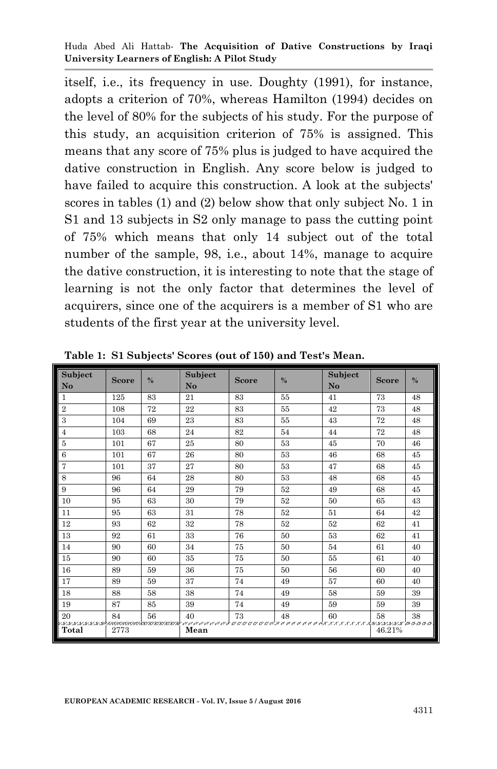itself, i.e., its frequency in use. Doughty (1991), for instance, adopts a criterion of 70%, whereas Hamilton (1994) decides on the level of 80% for the subjects of his study. For the purpose of this study, an acquisition criterion of 75% is assigned. This means that any score of 75% plus is judged to have acquired the dative construction in English. Any score below is judged to have failed to acquire this construction. A look at the subjects' scores in tables (1) and (2) below show that only subject No. 1 in S1 and 13 subjects in S2 only manage to pass the cutting point of 75% which means that only 14 subject out of the total number of the sample, 98, i.e., about 14%, manage to acquire the dative construction, it is interesting to note that the stage of learning is not the only factor that determines the level of acquirers, since one of the acquirers is a member of S1 who are students of the first year at the university level.

**Table 1: S1 Subjects' Scores (out of 150) and Test's Mean.**

| Subject No | Score | % | Subject No | Score | % | Subject No | Score | % |
|---|---|---|---|---|---|---|---|---|
| 1 | 125 | 83 | 21 | 83 | 55 | 41 | 73 | 48 |
| 2 | 108 | 72 | 22 | 83 | 55 | 42 | 73 | 48 |
| 3 | 104 | 69 | 23 | 83 | 55 | 43 | 72 | 48 |
| 4 | 103 | 68 | 24 | 82 | 54 | 44 | 72 | 48 |
| 5 | 101 | 67 | 25 | 80 | 53 | 45 | 70 | 46 |
| 6 | 101 | 67 | 26 | 80 | 53 | 46 | 68 | 45 |
| 7 | 101 | 37 | 27 | 80 | 53 | 47 | 68 | 45 |
| 8 | 96 | 64 | 28 | 80 | 53 | 48 | 68 | 45 |
| 9 | 96 | 64 | 29 | 79 | 52 | 49 | 68 | 45 |
| 10 | 95 | 63 | 30 | 79 | 52 | 50 | 65 | 43 |
| 11 | 95 | 63 | 31 | 78 | 52 | 51 | 64 | 42 |
| 12 | 93 | 62 | 32 | 78 | 52 | 52 | 62 | 41 |
| 13 | 92 | 61 | 33 | 76 | 50 | 53 | 62 | 41 |
| 14 | 90 | 60 | 34 | 75 | 50 | 54 | 61 | 40 |
| 15 | 90 | 60 | 35 | 75 | 50 | 55 | 61 | 40 |
| 16 | 89 | 59 | 36 | 75 | 50 | 56 | 60 | 40 |
| 17 | 89 | 59 | 37 | 74 | 49 | 57 | 60 | 40 |
| 18 | 88 | 58 | 38 | 74 | 49 | 58 | 59 | 39 |
| 19 | 87 | 85 | 39 | 74 | 49 | 59 | 59 | 39 |
| 20 | 84 | 56 | 40 | 73 | 48 | 60 | 58 | 38 |
| Total | 2773 | | Mean | | | | 46.21% | |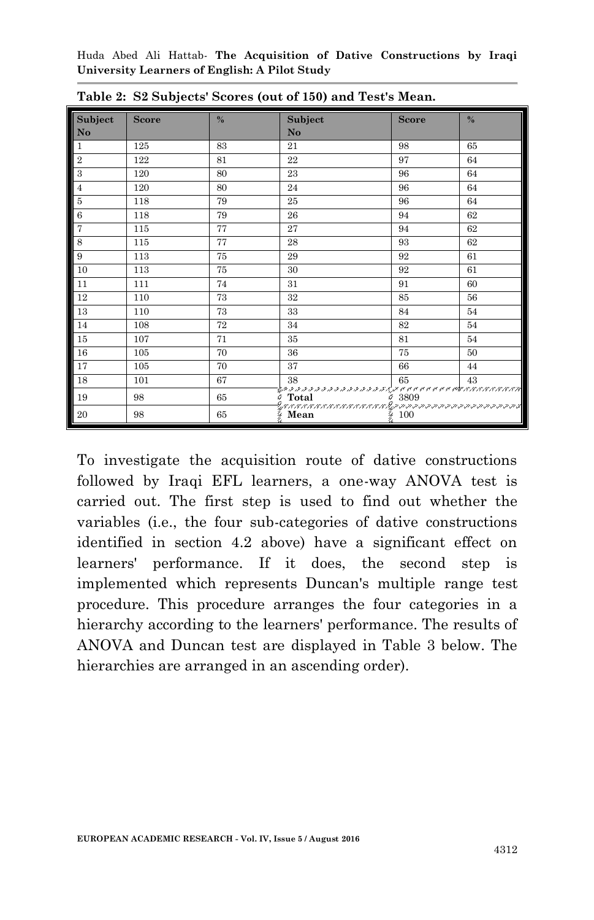**Table 2: S2 Subjects' Scores (out of 150) and Test's Mean.**

| Subject No | Score | % | Subject No | Score | % |
|---|---|---|---|---|---|
| 1 | 125 | 83 | 21 | 98 | 65 |
| 2 | 122 | 81 | 22 | 97 | 64 |
| 3 | 120 | 80 | 23 | 96 | 64 |
| 4 | 120 | 80 | 24 | 96 | 64 |
| 5 | 118 | 79 | 25 | 96 | 64 |
| 6 | 118 | 79 | 26 | 94 | 62 |
| 7 | 115 | 77 | 27 | 94 | 62 |
| 8 | 115 | 77 | 28 | 93 | 62 |
| 9 | 113 | 75 | 29 | 92 | 61 |
| 10 | 113 | 75 | 30 | 92 | 61 |
| 11 | 111 | 74 | 31 | 91 | 60 |
| 12 | 110 | 73 | 32 | 85 | 56 |
| 13 | 110 | 73 | 33 | 84 | 54 |
| 14 | 108 | 72 | 34 | 82 | 54 |
| 15 | 107 | 71 | 35 | 81 | 54 |
| 16 | 105 | 70 | 36 | 75 | 50 |
| 17 | 105 | 70 | 37 | 66 | 44 |
| 18 | 101 | 67 | 38 | 65 | 43 |
| 19 | 98 | 65 | **Total** | 3809 | |
| 20 | 98 | 65 | **Mean** | 100 | |

To investigate the acquisition route of dative constructions followed by Iraqi EFL learners, a one-way ANOVA test is carried out. The first step is used to find out whether the variables (i.e., the four sub-categories of dative constructions identified in section 4.2 above) have a significant effect on learners' performance. If it does, the second step is implemented which represents Duncan's multiple range test procedure. This procedure arranges the four categories in a hierarchy according to the learners' performance. The results of ANOVA and Duncan test are displayed in Table 3 below. The hierarchies are arranged in an ascending order).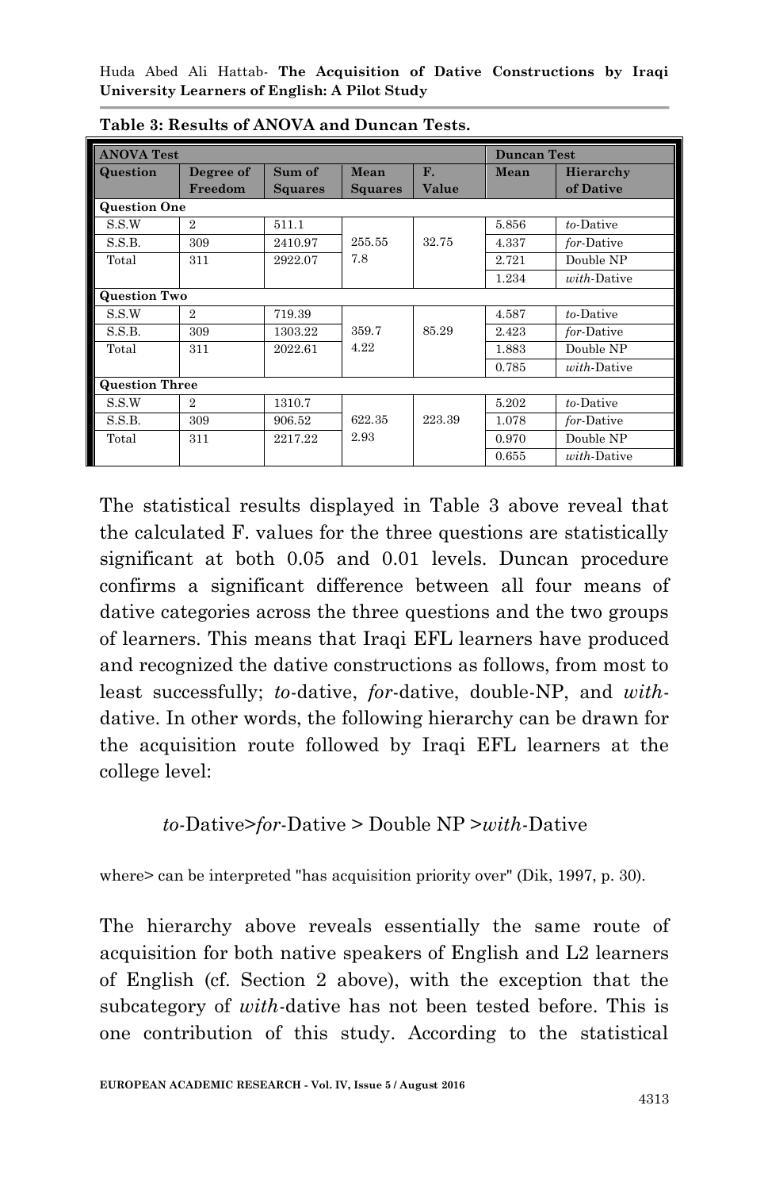**Table 3: Results of ANOVA and Duncan Tests.**

| ANOVA Test | | | | | Duncan Test | |
|---|---|---|---|---|---|---|
| Question | Degree of Freedom | Sum of Squares | Mean Squares | F. Value | Mean | Hierarchy of Dative |
| **Question One** | | | | | | |
| S.S.W | 2 | 511.1 | 255.55 | 32.75 | 5.856 | *to*-Dative |
| S.S.B. | 309 | 2410.97 | 7.8 | | 4.337 | *for*-Dative |
| Total | 311 | 2922.07 | | | 2.721 | Double NP |
| | | | | | 1.234 | *with*-Dative |
| **Question Two** | | | | | | |
| S.S.W | 2 | 719.39 | 359.7 | 85.29 | 4.587 | *to*-Dative |
| S.S.B. | 309 | 1303.22 | 4.22 | | 2.423 | *for*-Dative |
| Total | 311 | 2022.61 | | | 1.883 | Double NP |
| | | | | | 0.785 | *with*-Dative |
| **Question Three** | | | | | | |
| S.S.W | 2 | 1310.7 | 622.35 | 223.39 | 5.202 | *to*-Dative |
| S.S.B. | 309 | 906.52 | 2.93 | | 1.078 | *for*-Dative |
| Total | 311 | 2217.22 | | | 0.970 | Double NP |
| | | | | | 0.655 | *with*-Dative |

The statistical results displayed in Table 3 above reveal that the calculated F. values for the three questions are statistically significant at both 0.05 and 0.01 levels. Duncan procedure confirms a significant difference between all four means of dative categories across the three questions and the two groups of learners. This means that Iraqi EFL learners have produced and recognized the dative constructions as follows, from most to least successfully; *to*-dative, *for*-dative, double-NP, and *with*-dative. In other words, the following hierarchy can be drawn for the acquisition route followed by Iraqi EFL learners at the college level:

*to*-Dative>*for*-Dative > Double NP >*with*-Dative

where> can be interpreted "has acquisition priority over" (Dik, 1997, p. 30).

The hierarchy above reveals essentially the same route of acquisition for both native speakers of English and L2 learners of English (cf. Section 2 above), with the exception that the subcategory of *with*-dative has not been tested before. This is one contribution of this study. According to the statistical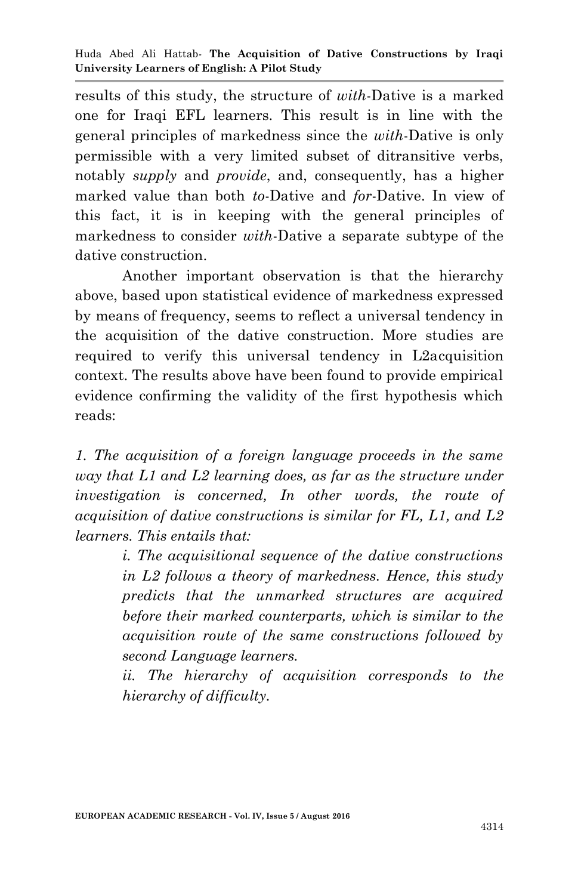results of this study, the structure of *with*-Dative is a marked one for Iraqi EFL learners. This result is in line with the general principles of markedness since the *with*-Dative is only permissible with a very limited subset of ditransitive verbs, notably *supply* and *provide*, and, consequently, has a higher marked value than both *to*-Dative and *for*-Dative. In view of this fact, it is in keeping with the general principles of markedness to consider *with*-Dative a separate subtype of the dative construction.

Another important observation is that the hierarchy above, based upon statistical evidence of markedness expressed by means of frequency, seems to reflect a universal tendency in the acquisition of the dative construction. More studies are required to verify this universal tendency in L2acquisition context. The results above have been found to provide empirical evidence confirming the validity of the first hypothesis which reads:

*1. The acquisition of a foreign language proceeds in the same way that L1 and L2 learning does, as far as the structure under investigation is concerned, In other words, the route of acquisition of dative constructions is similar for FL, L1, and L2 learners. This entails that:*

> *i. The acquisitional sequence of the dative constructions in L2 follows a theory of markedness. Hence, this study predicts that the unmarked structures are acquired before their marked counterparts, which is similar to the acquisition route of the same constructions followed by second Language learners.*
>
> *ii. The hierarchy of acquisition corresponds to the hierarchy of difficulty.*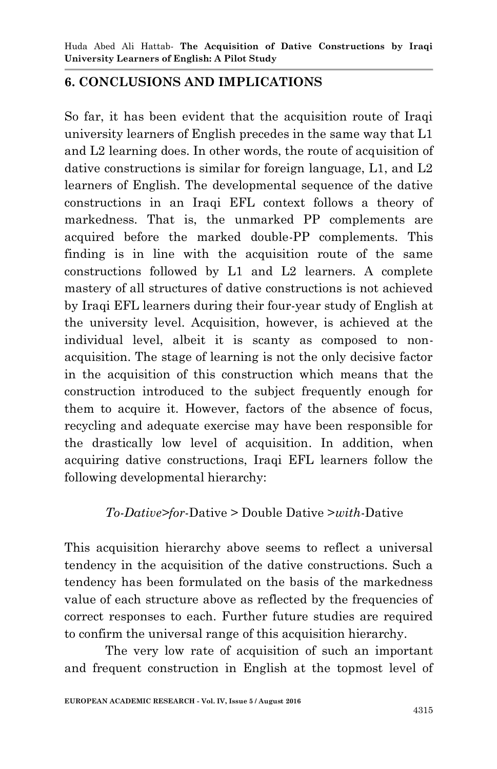## 6. CONCLUSIONS AND IMPLICATIONS

So far, it has been evident that the acquisition route of Iraqi university learners of English precedes in the same way that L1 and L2 learning does. In other words, the route of acquisition of dative constructions is similar for foreign language, L1, and L2 learners of English. The developmental sequence of the dative constructions in an Iraqi EFL context follows a theory of markedness. That is, the unmarked PP complements are acquired before the marked double-PP complements. This finding is in line with the acquisition route of the same constructions followed by L1 and L2 learners. A complete mastery of all structures of dative constructions is not achieved by Iraqi EFL learners during their four-year study of English at the university level. Acquisition, however, is achieved at the individual level, albeit it is scanty as composed to non-acquisition. The stage of learning is not the only decisive factor in the acquisition of this construction which means that the construction introduced to the subject frequently enough for them to acquire it. However, factors of the absence of focus, recycling and adequate exercise may have been responsible for the drastically low level of acquisition. In addition, when acquiring dative constructions, Iraqi EFL learners follow the following developmental hierarchy:

*To-Dative*>*for*-Dative > Double Dative >*with*-Dative

This acquisition hierarchy above seems to reflect a universal tendency in the acquisition of the dative constructions. Such a tendency has been formulated on the basis of the markedness value of each structure above as reflected by the frequencies of correct responses to each. Further future studies are required to confirm the universal range of this acquisition hierarchy.

The very low rate of acquisition of such an important and frequent construction in English at the topmost level of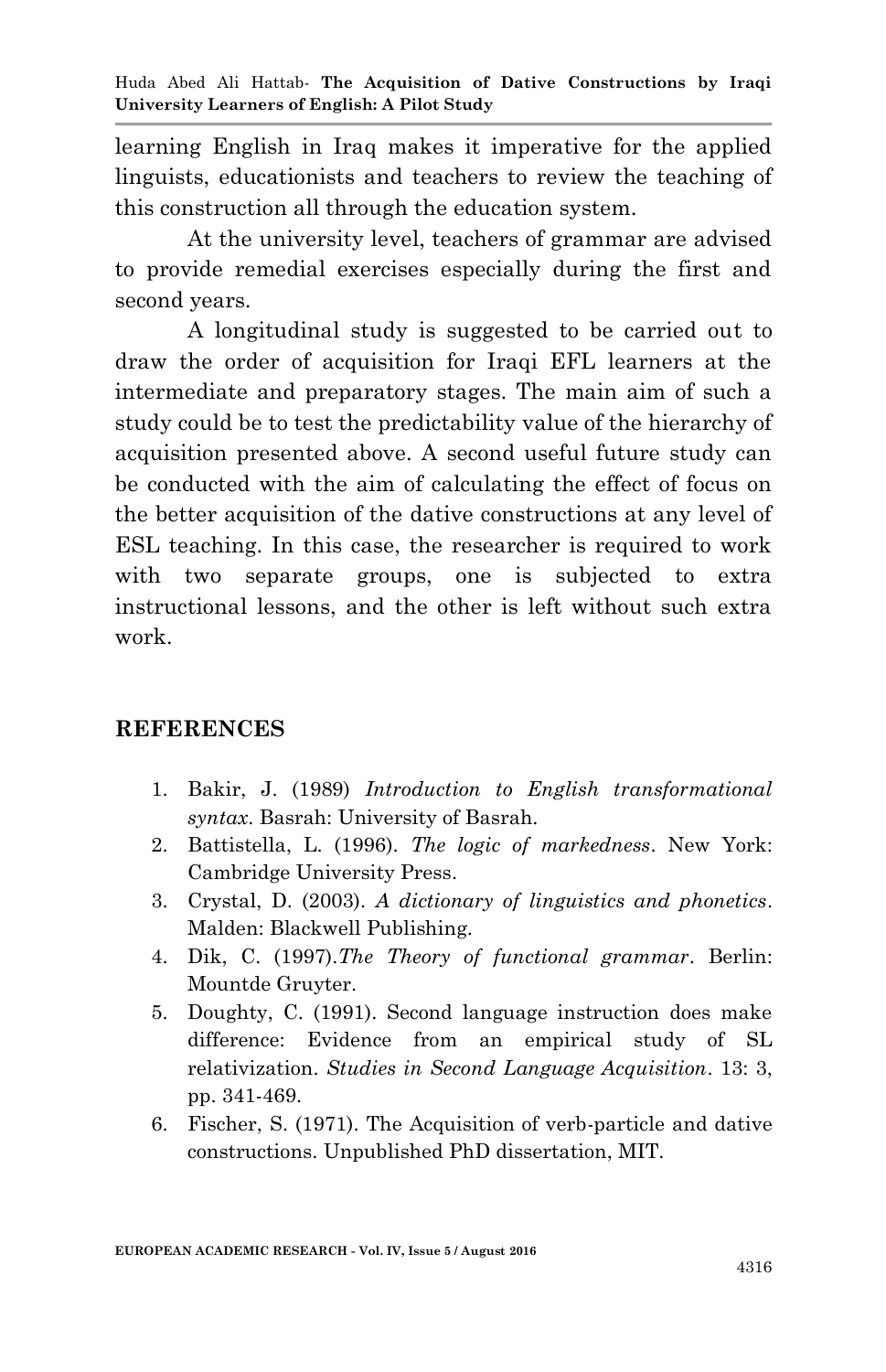learning English in Iraq makes it imperative for the applied linguists, educationists and teachers to review the teaching of this construction all through the education system.

At the university level, teachers of grammar are advised to provide remedial exercises especially during the first and second years.

A longitudinal study is suggested to be carried out to draw the order of acquisition for Iraqi EFL learners at the intermediate and preparatory stages. The main aim of such a study could be to test the predictability value of the hierarchy of acquisition presented above. A second useful future study can be conducted with the aim of calculating the effect of focus on the better acquisition of the dative constructions at any level of ESL teaching. In this case, the researcher is required to work with two separate groups, one is subjected to extra instructional lessons, and the other is left without such extra work.

## REFERENCES

1. Bakir, J. (1989) *Introduction to English transformational syntax*. Basrah: University of Basrah.
2. Battistella, L. (1996). *The logic of markedness*. New York: Cambridge University Press.
3. Crystal, D. (2003). *A dictionary of linguistics and phonetics*. Malden: Blackwell Publishing.
4. Dik, C. (1997).*The Theory of functional grammar*. Berlin: Mountde Gruyter.
5. Doughty, C. (1991). Second language instruction does make difference: Evidence from an empirical study of SL relativization. *Studies in Second Language Acquisition*. 13: 3, pp. 341-469.
6. Fischer, S. (1971). The Acquisition of verb-particle and dative constructions. Unpublished PhD dissertation, MIT.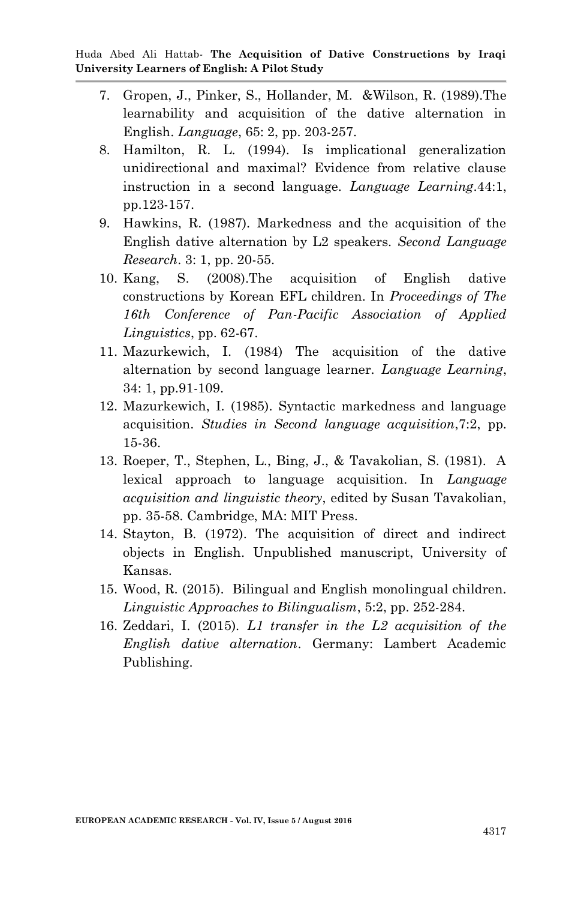7. Gropen, J., Pinker, S., Hollander, M. &Wilson, R. (1989).The learnability and acquisition of the dative alternation in English. *Language*, 65: 2, pp. 203-257.
8. Hamilton, R. L. (1994). Is implicational generalization unidirectional and maximal? Evidence from relative clause instruction in a second language. *Language Learning*.44:1, pp.123-157.
9. Hawkins, R. (1987). Markedness and the acquisition of the English dative alternation by L2 speakers. *Second Language Research*. 3: 1, pp. 20-55.
10. Kang, S. (2008).The acquisition of English dative constructions by Korean EFL children. In *Proceedings of The 16th Conference of Pan-Pacific Association of Applied Linguistics*, pp. 62-67.
11. Mazurkewich, I. (1984) The acquisition of the dative alternation by second language learner. *Language Learning*, 34: 1, pp.91-109.
12. Mazurkewich, I. (1985). Syntactic markedness and language acquisition. *Studies in Second language acquisition*,7:2, pp. 15-36.
13. Roeper, T., Stephen, L., Bing, J., & Tavakolian, S. (1981). A lexical approach to language acquisition. In *Language acquisition and linguistic theory*, edited by Susan Tavakolian, pp. 35-58. Cambridge, MA: MIT Press.
14. Stayton, B. (1972). The acquisition of direct and indirect objects in English. Unpublished manuscript, University of Kansas.
15. Wood, R. (2015). Bilingual and English monolingual children. *Linguistic Approaches to Bilingualism*, 5:2, pp. 252-284.
16. Zeddari, I. (2015). *L1 transfer in the L2 acquisition of the English dative alternation*. Germany: Lambert Academic Publishing.